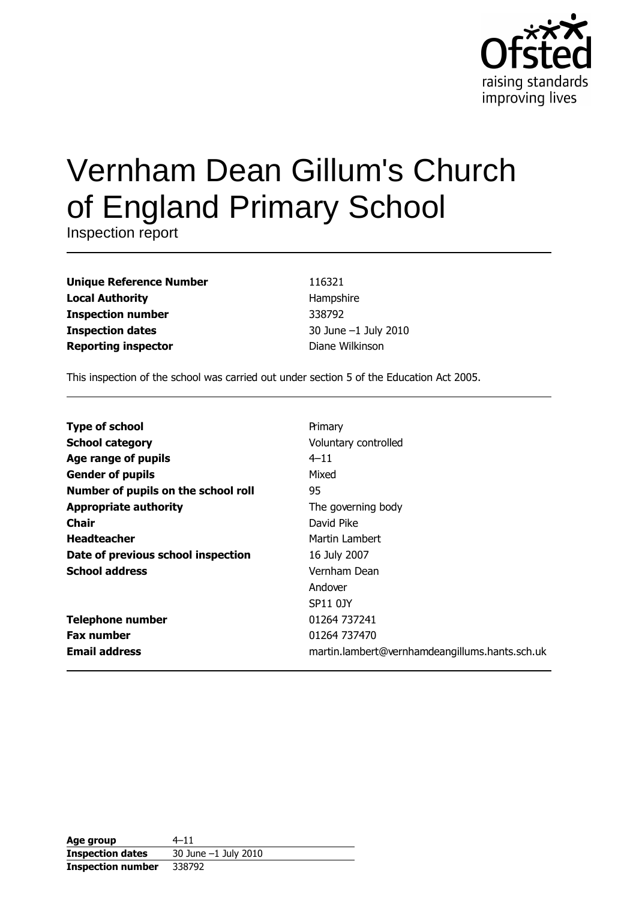# Vernham Dean Gillum's Church of England Primary School

Inspection report

| | |
|---|---|
| **Unique Reference Number** | 116321 |
| **Local Authority** | Hampshire |
| **Inspection number** | 338792 |
| **Inspection dates** | 30 June –1 July 2010 |
| **Reporting inspector** | Diane Wilkinson |

This inspection of the school was carried out under section 5 of the Education Act 2005.

| | |
|---|---|
| **Type of school** | Primary |
| **School category** | Voluntary controlled |
| **Age range of pupils** | 4–11 |
| **Gender of pupils** | Mixed |
| **Number of pupils on the school roll** | 95 |
| **Appropriate authority** | The governing body |
| **Chair** | David Pike |
| **Headteacher** | Martin Lambert |
| **Date of previous school inspection** | 16 July 2007 |
| **School address** | Vernham Dean<br>Andover<br>SP11 0JY |
| **Telephone number** | 01264 737241 |
| **Fax number** | 01264 737470 |
| **Email address** | martin.lambert@vernhamdeangillums.hants.sch.uk |

| | |
|---|---|
| **Age group** | 4–11 |
| **Inspection dates** | 30 June –1 July 2010 |
| **Inspection number** | 338792 |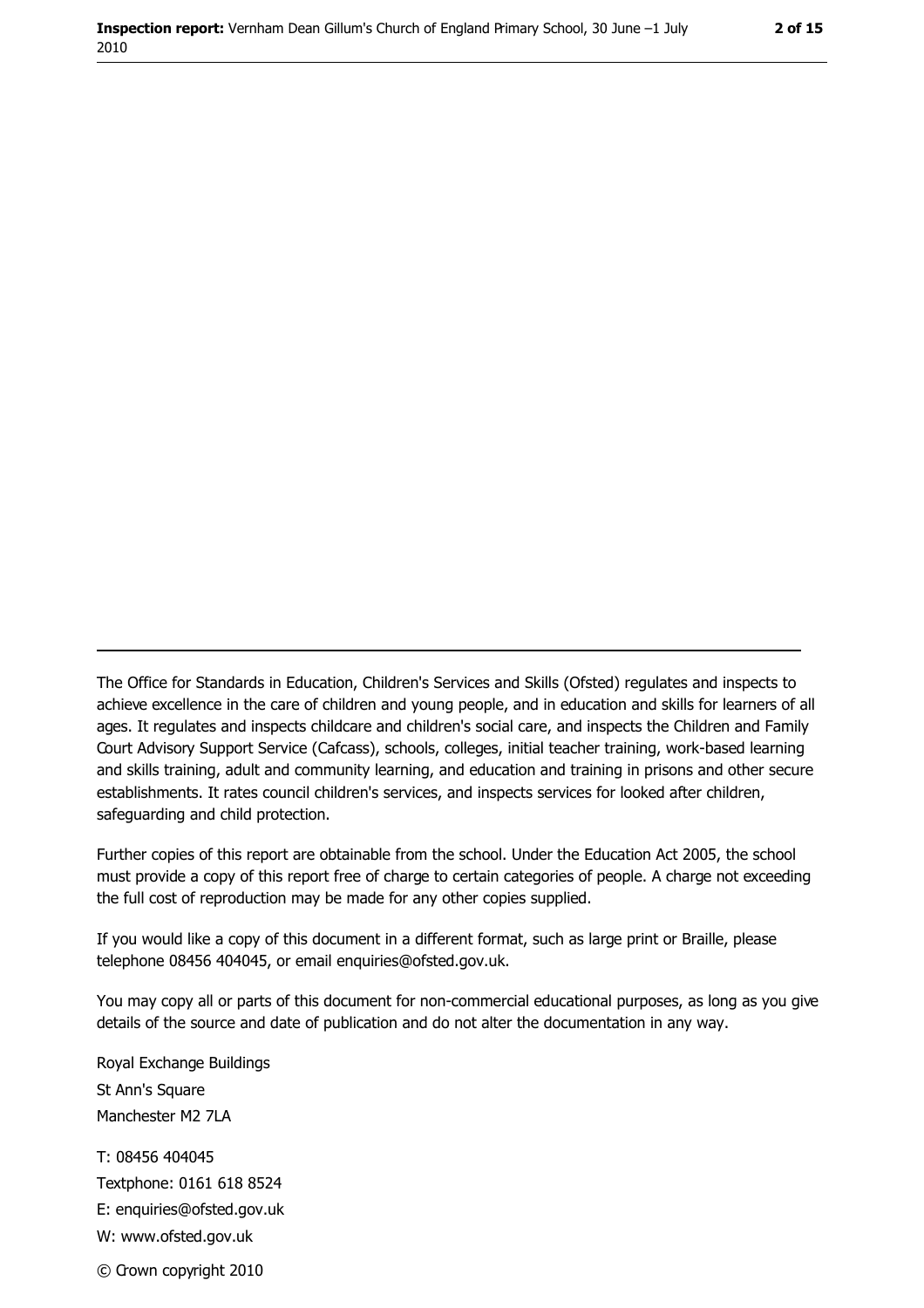---

The Office for Standards in Education, Children's Services and Skills (Ofsted) regulates and inspects to achieve excellence in the care of children and young people, and in education and skills for learners of all ages. It regulates and inspects childcare and children's social care, and inspects the Children and Family Court Advisory Support Service (Cafcass), schools, colleges, initial teacher training, work-based learning and skills training, adult and community learning, and education and training in prisons and other secure establishments. It rates council children's services, and inspects services for looked after children, safeguarding and child protection.

Further copies of this report are obtainable from the school. Under the Education Act 2005, the school must provide a copy of this report free of charge to certain categories of people. A charge not exceeding the full cost of reproduction may be made for any other copies supplied.

If you would like a copy of this document in a different format, such as large print or Braille, please telephone 08456 404045, or email enquiries@ofsted.gov.uk.

You may copy all or parts of this document for non-commercial educational purposes, as long as you give details of the source and date of publication and do not alter the documentation in any way.

Royal Exchange Buildings
St Ann's Square
Manchester M2 7LA

T: 08456 404045
Textphone: 0161 618 8524
E: enquiries@ofsted.gov.uk
W: www.ofsted.gov.uk

© Crown copyright 2010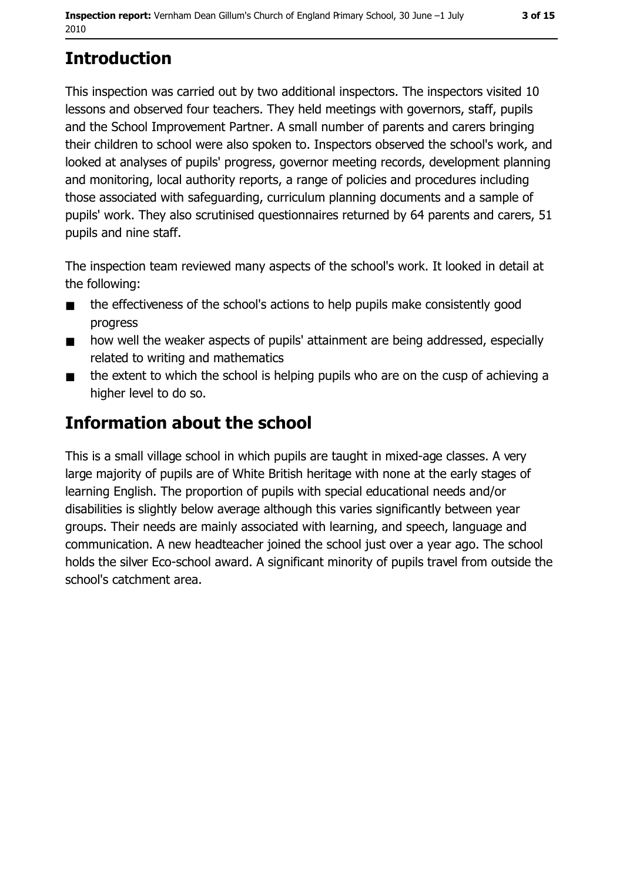## Introduction

This inspection was carried out by two additional inspectors. The inspectors visited 10 lessons and observed four teachers. They held meetings with governors, staff, pupils and the School Improvement Partner. A small number of parents and carers bringing their children to school were also spoken to. Inspectors observed the school's work, and looked at analyses of pupils' progress, governor meeting records, development planning and monitoring, local authority reports, a range of policies and procedures including those associated with safeguarding, curriculum planning documents and a sample of pupils' work. They also scrutinised questionnaires returned by 64 parents and carers, 51 pupils and nine staff.

The inspection team reviewed many aspects of the school's work. It looked in detail at the following:

- the effectiveness of the school's actions to help pupils make consistently good progress
- how well the weaker aspects of pupils' attainment are being addressed, especially related to writing and mathematics
- the extent to which the school is helping pupils who are on the cusp of achieving a higher level to do so.

## Information about the school

This is a small village school in which pupils are taught in mixed-age classes. A very large majority of pupils are of White British heritage with none at the early stages of learning English. The proportion of pupils with special educational needs and/or disabilities is slightly below average although this varies significantly between year groups. Their needs are mainly associated with learning, and speech, language and communication. A new headteacher joined the school just over a year ago. The school holds the silver Eco-school award. A significant minority of pupils travel from outside the school's catchment area.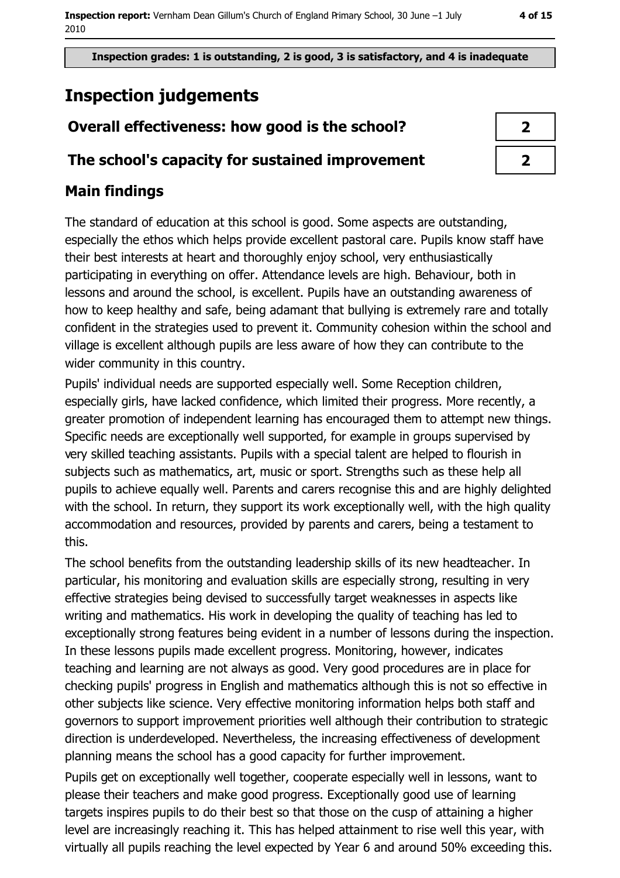**Inspection grades: 1 is outstanding, 2 is good, 3 is satisfactory, and 4 is inadequate**

# Inspection judgements

| Overall effectiveness: how good is the school? | 2 |
| --- | --- |
| The school's capacity for sustained improvement | 2 |

## Main findings

The standard of education at this school is good. Some aspects are outstanding, especially the ethos which helps provide excellent pastoral care. Pupils know staff have their best interests at heart and thoroughly enjoy school, very enthusiastically participating in everything on offer. Attendance levels are high. Behaviour, both in lessons and around the school, is excellent. Pupils have an outstanding awareness of how to keep healthy and safe, being adamant that bullying is extremely rare and totally confident in the strategies used to prevent it. Community cohesion within the school and village is excellent although pupils are less aware of how they can contribute to the wider community in this country.

Pupils' individual needs are supported especially well. Some Reception children, especially girls, have lacked confidence, which limited their progress. More recently, a greater promotion of independent learning has encouraged them to attempt new things. Specific needs are exceptionally well supported, for example in groups supervised by very skilled teaching assistants. Pupils with a special talent are helped to flourish in subjects such as mathematics, art, music or sport. Strengths such as these help all pupils to achieve equally well. Parents and carers recognise this and are highly delighted with the school. In return, they support its work exceptionally well, with the high quality accommodation and resources, provided by parents and carers, being a testament to this.

The school benefits from the outstanding leadership skills of its new headteacher. In particular, his monitoring and evaluation skills are especially strong, resulting in very effective strategies being devised to successfully target weaknesses in aspects like writing and mathematics. His work in developing the quality of teaching has led to exceptionally strong features being evident in a number of lessons during the inspection. In these lessons pupils made excellent progress. Monitoring, however, indicates teaching and learning are not always as good. Very good procedures are in place for checking pupils' progress in English and mathematics although this is not so effective in other subjects like science. Very effective monitoring information helps both staff and governors to support improvement priorities well although their contribution to strategic direction is underdeveloped. Nevertheless, the increasing effectiveness of development planning means the school has a good capacity for further improvement.

Pupils get on exceptionally well together, cooperate especially well in lessons, want to please their teachers and make good progress. Exceptionally good use of learning targets inspires pupils to do their best so that those on the cusp of attaining a higher level are increasingly reaching it. This has helped attainment to rise well this year, with virtually all pupils reaching the level expected by Year 6 and around 50% exceeding this.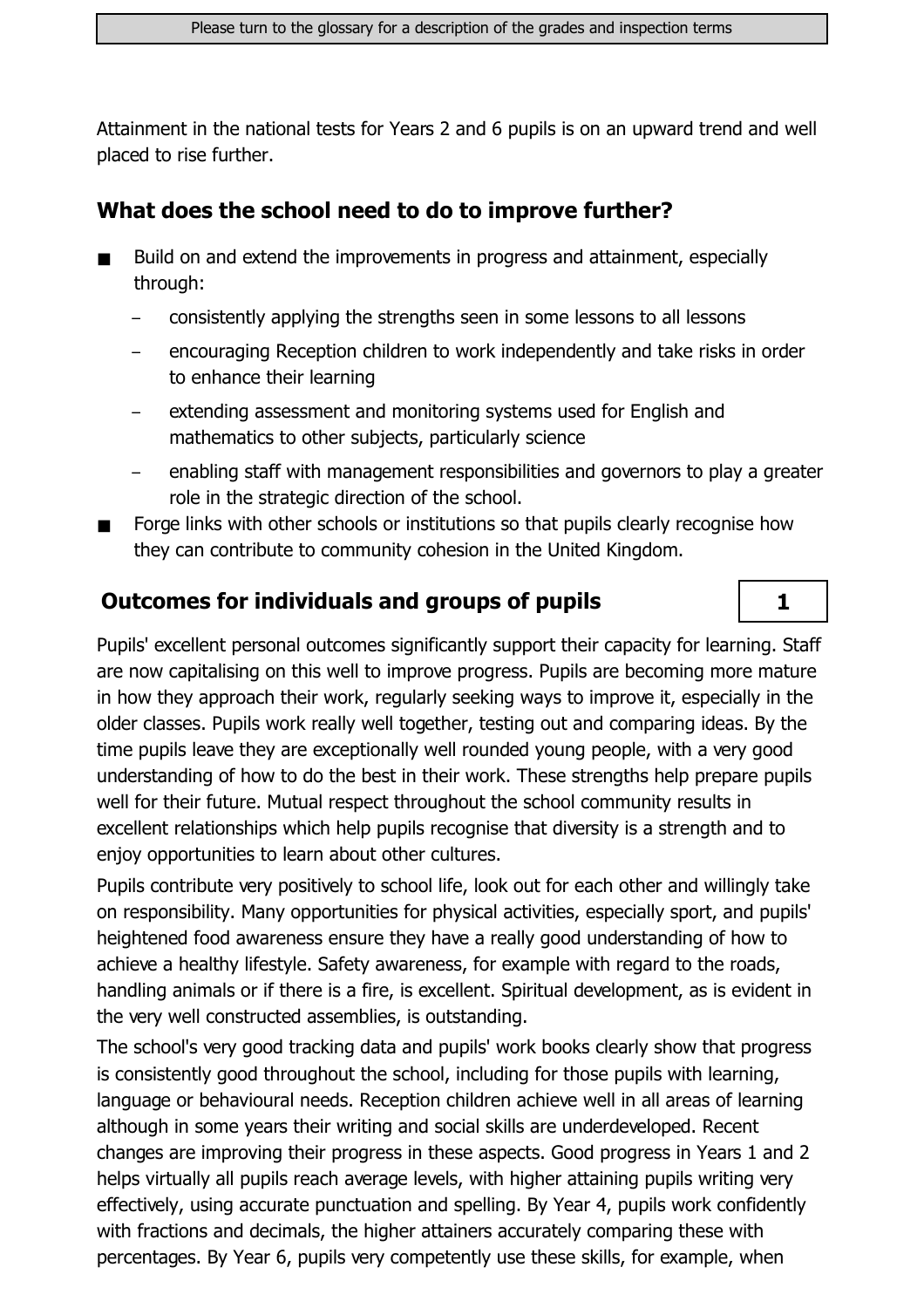Attainment in the national tests for Years 2 and 6 pupils is on an upward trend and well placed to rise further.

## What does the school need to do to improve further?

- Build on and extend the improvements in progress and attainment, especially through:
  - consistently applying the strengths seen in some lessons to all lessons
  - encouraging Reception children to work independently and take risks in order to enhance their learning
  - extending assessment and monitoring systems used for English and mathematics to other subjects, particularly science
  - enabling staff with management responsibilities and governors to play a greater role in the strategic direction of the school.
- Forge links with other schools or institutions so that pupils clearly recognise how they can contribute to community cohesion in the United Kingdom.

## Outcomes for individuals and groups of pupils — 1

Pupils' excellent personal outcomes significantly support their capacity for learning. Staff are now capitalising on this well to improve progress. Pupils are becoming more mature in how they approach their work, regularly seeking ways to improve it, especially in the older classes. Pupils work really well together, testing out and comparing ideas. By the time pupils leave they are exceptionally well rounded young people, with a very good understanding of how to do the best in their work. These strengths help prepare pupils well for their future. Mutual respect throughout the school community results in excellent relationships which help pupils recognise that diversity is a strength and to enjoy opportunities to learn about other cultures.

Pupils contribute very positively to school life, look out for each other and willingly take on responsibility. Many opportunities for physical activities, especially sport, and pupils' heightened food awareness ensure they have a really good understanding of how to achieve a healthy lifestyle. Safety awareness, for example with regard to the roads, handling animals or if there is a fire, is excellent. Spiritual development, as is evident in the very well constructed assemblies, is outstanding.

The school's very good tracking data and pupils' work books clearly show that progress is consistently good throughout the school, including for those pupils with learning, language or behavioural needs. Reception children achieve well in all areas of learning although in some years their writing and social skills are underdeveloped. Recent changes are improving their progress in these aspects. Good progress in Years 1 and 2 helps virtually all pupils reach average levels, with higher attaining pupils writing very effectively, using accurate punctuation and spelling. By Year 4, pupils work confidently with fractions and decimals, the higher attainers accurately comparing these with percentages. By Year 6, pupils very competently use these skills, for example, when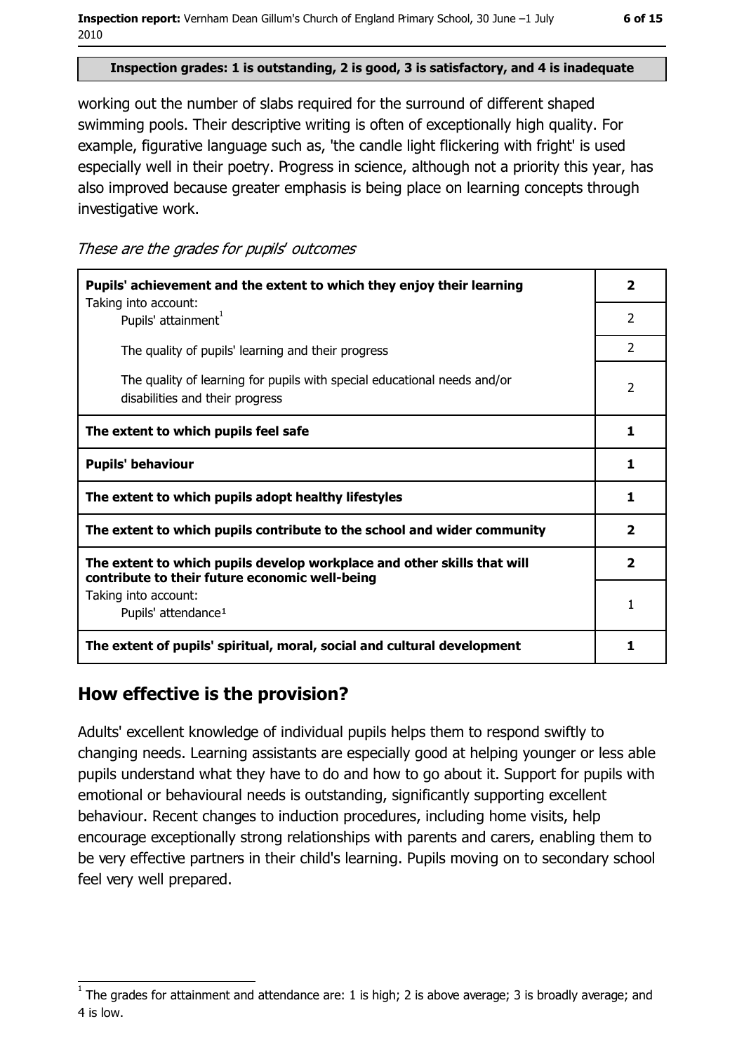**Inspection grades: 1 is outstanding, 2 is good, 3 is satisfactory, and 4 is inadequate**

working out the number of slabs required for the surround of different shaped swimming pools. Their descriptive writing is often of exceptionally high quality. For example, figurative language such as, 'the candle light flickering with fright' is used especially well in their poetry. Progress in science, although not a priority this year, has also improved because greater emphasis is being place on learning concepts through investigative work.

*These are the grades for pupils' outcomes*

| | |
|---|---|
| **Pupils' achievement and the extent to which they enjoy their learning** | **2** |
| Taking into account: Pupils' attainment[1] | 2 |
| The quality of pupils' learning and their progress | 2 |
| The quality of learning for pupils with special educational needs and/or disabilities and their progress | 2 |
| **The extent to which pupils feel safe** | **1** |
| **Pupils' behaviour** | **1** |
| **The extent to which pupils adopt healthy lifestyles** | **1** |
| **The extent to which pupils contribute to the school and wider community** | **2** |
| **The extent to which pupils develop workplace and other skills that will contribute to their future economic well-being** | **2** |
| Taking into account: Pupils' attendance[1] | 1 |
| **The extent of pupils' spiritual, moral, social and cultural development** | **1** |

## How effective is the provision?

Adults' excellent knowledge of individual pupils helps them to respond swiftly to changing needs. Learning assistants are especially good at helping younger or less able pupils understand what they have to do and how to go about it. Support for pupils with emotional or behavioural needs is outstanding, significantly supporting excellent behaviour. Recent changes to induction procedures, including home visits, help encourage exceptionally strong relationships with parents and carers, enabling them to be very effective partners in their child's learning. Pupils moving on to secondary school feel very well prepared.

[1] The grades for attainment and attendance are: 1 is high; 2 is above average; 3 is broadly average; and 4 is low.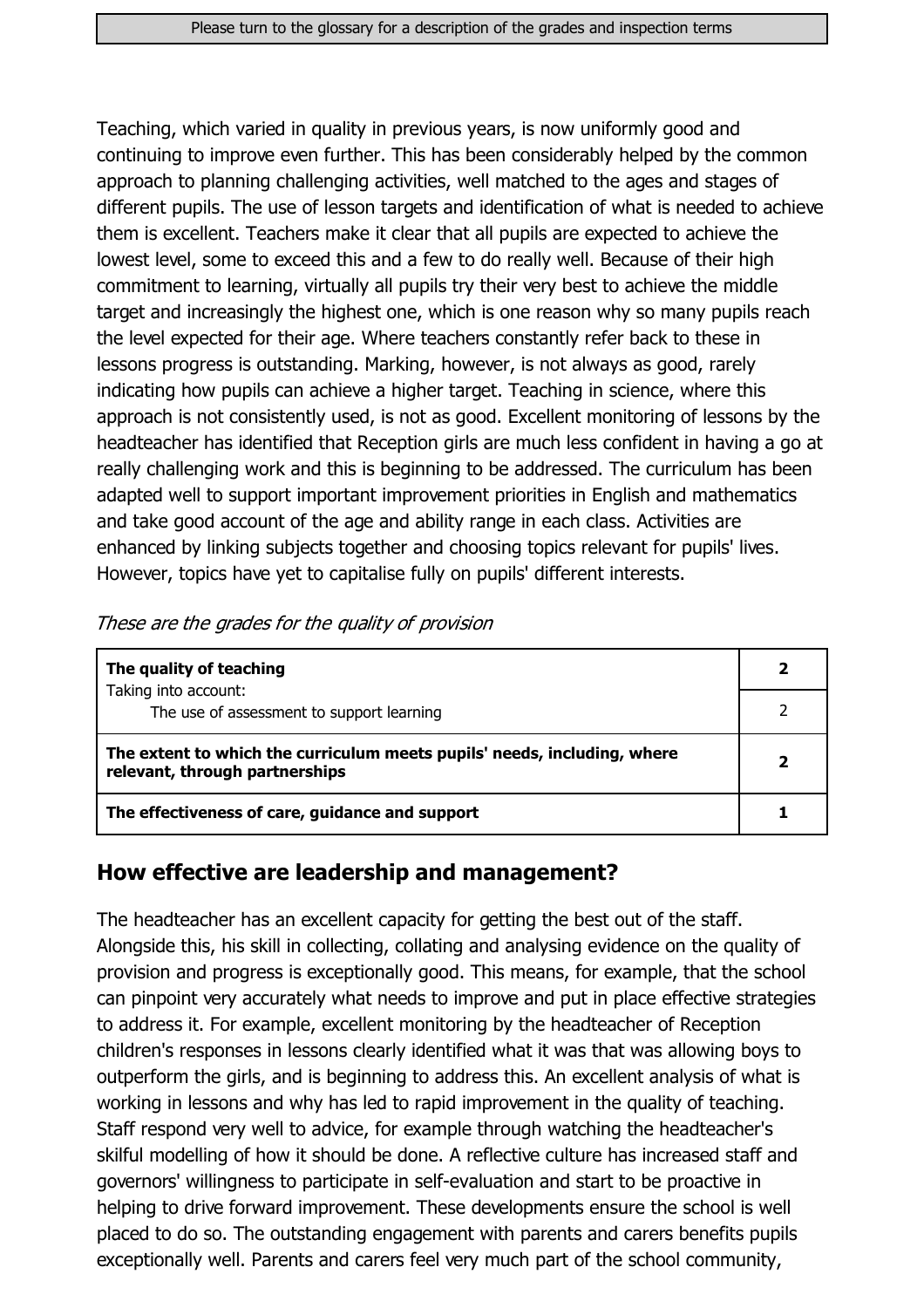Teaching, which varied in quality in previous years, is now uniformly good and continuing to improve even further. This has been considerably helped by the common approach to planning challenging activities, well matched to the ages and stages of different pupils. The use of lesson targets and identification of what is needed to achieve them is excellent. Teachers make it clear that all pupils are expected to achieve the lowest level, some to exceed this and a few to do really well. Because of their high commitment to learning, virtually all pupils try their very best to achieve the middle target and increasingly the highest one, which is one reason why so many pupils reach the level expected for their age. Where teachers constantly refer back to these in lessons progress is outstanding. Marking, however, is not always as good, rarely indicating how pupils can achieve a higher target. Teaching in science, where this approach is not consistently used, is not as good. Excellent monitoring of lessons by the headteacher has identified that Reception girls are much less confident in having a go at really challenging work and this is beginning to be addressed. The curriculum has been adapted well to support important improvement priorities in English and mathematics and take good account of the age and ability range in each class. Activities are enhanced by linking subjects together and choosing topics relevant for pupils' lives. However, topics have yet to capitalise fully on pupils' different interests.

*These are the grades for the quality of provision*

| | |
|---|---|
| **The quality of teaching** | **2** |
| Taking into account: The use of assessment to support learning | 2 |
| **The extent to which the curriculum meets pupils' needs, including, where relevant, through partnerships** | **2** |
| **The effectiveness of care, guidance and support** | **1** |

## How effective are leadership and management?

The headteacher has an excellent capacity for getting the best out of the staff. Alongside this, his skill in collecting, collating and analysing evidence on the quality of provision and progress is exceptionally good. This means, for example, that the school can pinpoint very accurately what needs to improve and put in place effective strategies to address it. For example, excellent monitoring by the headteacher of Reception children's responses in lessons clearly identified what it was that was allowing boys to outperform the girls, and is beginning to address this. An excellent analysis of what is working in lessons and why has led to rapid improvement in the quality of teaching. Staff respond very well to advice, for example through watching the headteacher's skilful modelling of how it should be done. A reflective culture has increased staff and governors' willingness to participate in self-evaluation and start to be proactive in helping to drive forward improvement. These developments ensure the school is well placed to do so. The outstanding engagement with parents and carers benefits pupils exceptionally well. Parents and carers feel very much part of the school community,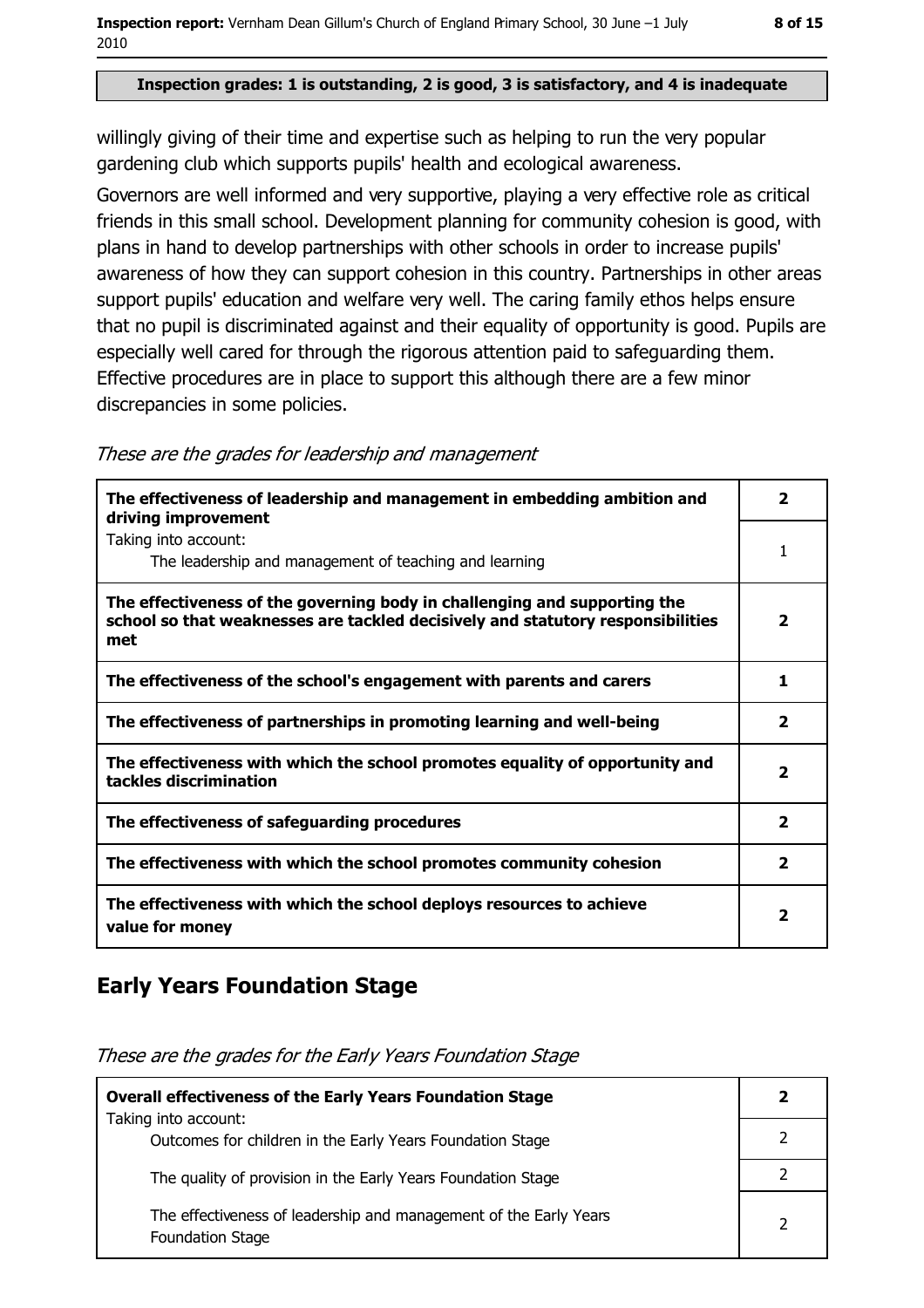**Inspection grades: 1 is outstanding, 2 is good, 3 is satisfactory, and 4 is inadequate**

willingly giving of their time and expertise such as helping to run the very popular gardening club which supports pupils' health and ecological awareness.

Governors are well informed and very supportive, playing a very effective role as critical friends in this small school. Development planning for community cohesion is good, with plans in hand to develop partnerships with other schools in order to increase pupils' awareness of how they can support cohesion in this country. Partnerships in other areas support pupils' education and welfare very well. The caring family ethos helps ensure that no pupil is discriminated against and their equality of opportunity is good. Pupils are especially well cared for through the rigorous attention paid to safeguarding them. Effective procedures are in place to support this although there are a few minor discrepancies in some policies.

*These are the grades for leadership and management*

| | |
|---|---|
| **The effectiveness of leadership and management in embedding ambition and driving improvement** | **2** |
| Taking into account: The leadership and management of teaching and learning | 1 |
| **The effectiveness of the governing body in challenging and supporting the school so that weaknesses are tackled decisively and statutory responsibilities met** | **2** |
| **The effectiveness of the school's engagement with parents and carers** | **1** |
| **The effectiveness of partnerships in promoting learning and well-being** | **2** |
| **The effectiveness with which the school promotes equality of opportunity and tackles discrimination** | **2** |
| **The effectiveness of safeguarding procedures** | **2** |
| **The effectiveness with which the school promotes community cohesion** | **2** |
| **The effectiveness with which the school deploys resources to achieve value for money** | **2** |

## Early Years Foundation Stage

*These are the grades for the Early Years Foundation Stage*

| | |
|---|---|
| **Overall effectiveness of the Early Years Foundation Stage** | **2** |
| Taking into account: Outcomes for children in the Early Years Foundation Stage | 2 |
| The quality of provision in the Early Years Foundation Stage | 2 |
| The effectiveness of leadership and management of the Early Years Foundation Stage | 2 |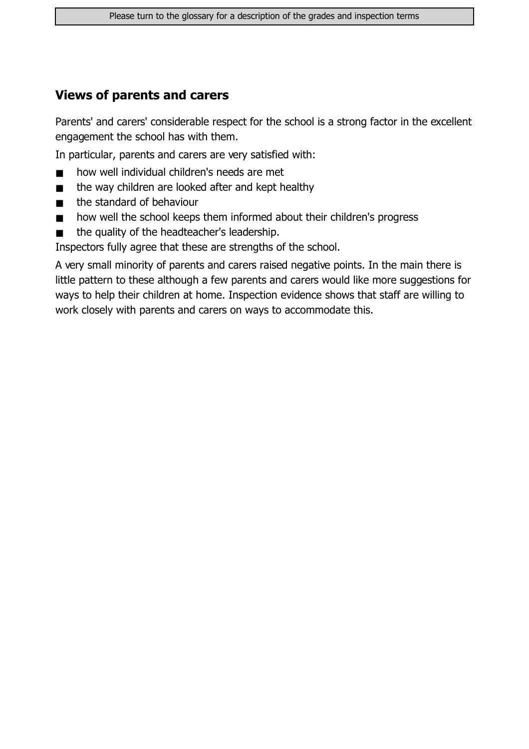## Views of parents and carers

Parents' and carers' considerable respect for the school is a strong factor in the excellent engagement the school has with them.

In particular, parents and carers are very satisfied with:

- how well individual children's needs are met
- the way children are looked after and kept healthy
- the standard of behaviour
- how well the school keeps them informed about their children's progress
- the quality of the headteacher's leadership.

Inspectors fully agree that these are strengths of the school.

A very small minority of parents and carers raised negative points. In the main there is little pattern to these although a few parents and carers would like more suggestions for ways to help their children at home. Inspection evidence shows that staff are willing to work closely with parents and carers on ways to accommodate this.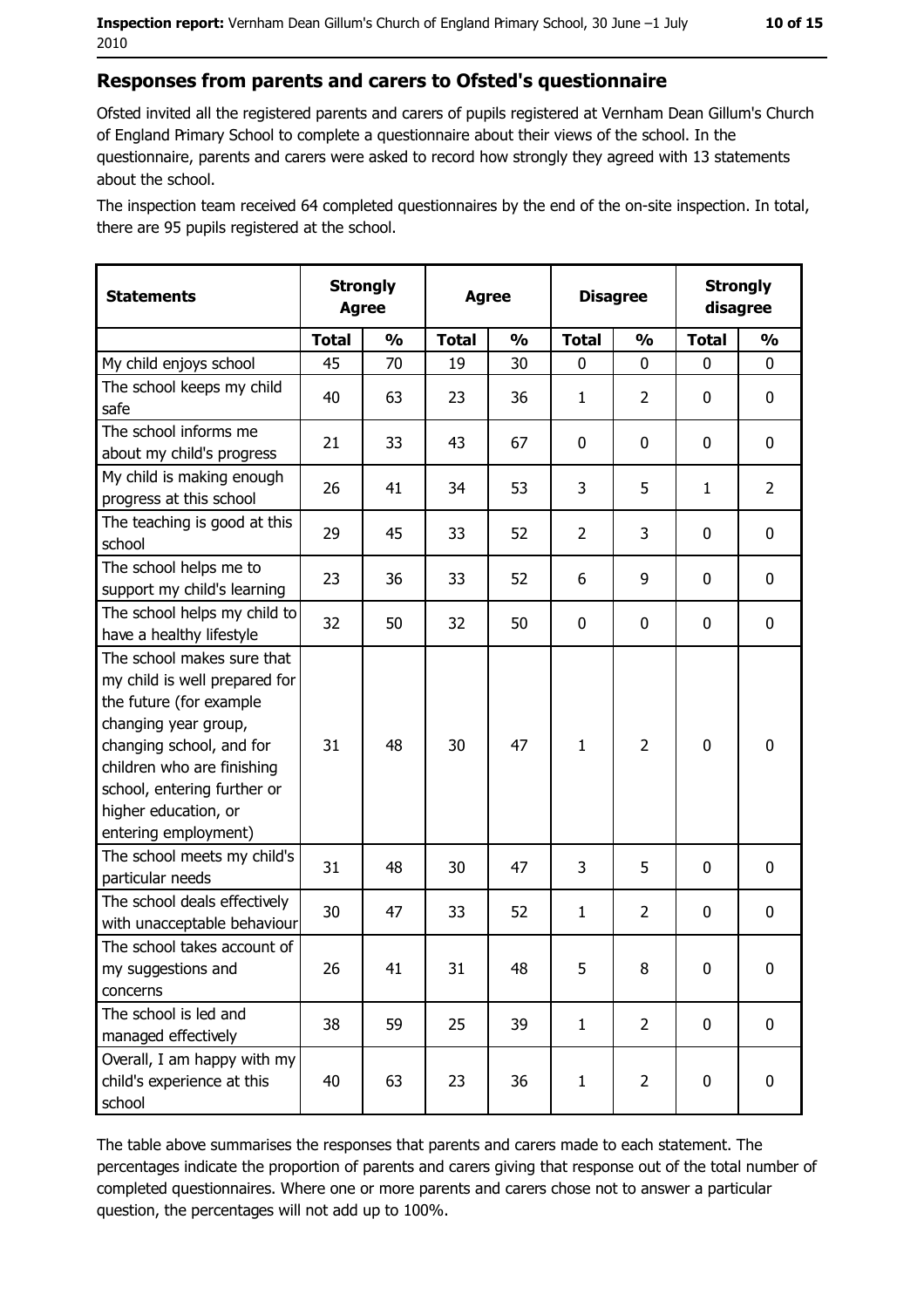## Responses from parents and carers to Ofsted's questionnaire

Ofsted invited all the registered parents and carers of pupils registered at Vernham Dean Gillum's Church of England Primary School to complete a questionnaire about their views of the school. In the questionnaire, parents and carers were asked to record how strongly they agreed with 13 statements about the school.

The inspection team received 64 completed questionnaires by the end of the on-site inspection. In total, there are 95 pupils registered at the school.

| Statements | Strongly Agree | | Agree | | Disagree | | Strongly disagree | |
|---|---|---|---|---|---|---|---|---|
| | Total | % | Total | % | Total | % | Total | % |
| My child enjoys school | 45 | 70 | 19 | 30 | 0 | 0 | 0 | 0 |
| The school keeps my child safe | 40 | 63 | 23 | 36 | 1 | 2 | 0 | 0 |
| The school informs me about my child's progress | 21 | 33 | 43 | 67 | 0 | 0 | 0 | 0 |
| My child is making enough progress at this school | 26 | 41 | 34 | 53 | 3 | 5 | 1 | 2 |
| The teaching is good at this school | 29 | 45 | 33 | 52 | 2 | 3 | 0 | 0 |
| The school helps me to support my child's learning | 23 | 36 | 33 | 52 | 6 | 9 | 0 | 0 |
| The school helps my child to have a healthy lifestyle | 32 | 50 | 32 | 50 | 0 | 0 | 0 | 0 |
| The school makes sure that my child is well prepared for the future (for example changing year group, changing school, and for children who are finishing school, entering further or higher education, or entering employment) | 31 | 48 | 30 | 47 | 1 | 2 | 0 | 0 |
| The school meets my child's particular needs | 31 | 48 | 30 | 47 | 3 | 5 | 0 | 0 |
| The school deals effectively with unacceptable behaviour | 30 | 47 | 33 | 52 | 1 | 2 | 0 | 0 |
| The school takes account of my suggestions and concerns | 26 | 41 | 31 | 48 | 5 | 8 | 0 | 0 |
| The school is led and managed effectively | 38 | 59 | 25 | 39 | 1 | 2 | 0 | 0 |
| Overall, I am happy with my child's experience at this school | 40 | 63 | 23 | 36 | 1 | 2 | 0 | 0 |

The table above summarises the responses that parents and carers made to each statement. The percentages indicate the proportion of parents and carers giving that response out of the total number of completed questionnaires. Where one or more parents and carers chose not to answer a particular question, the percentages will not add up to 100%.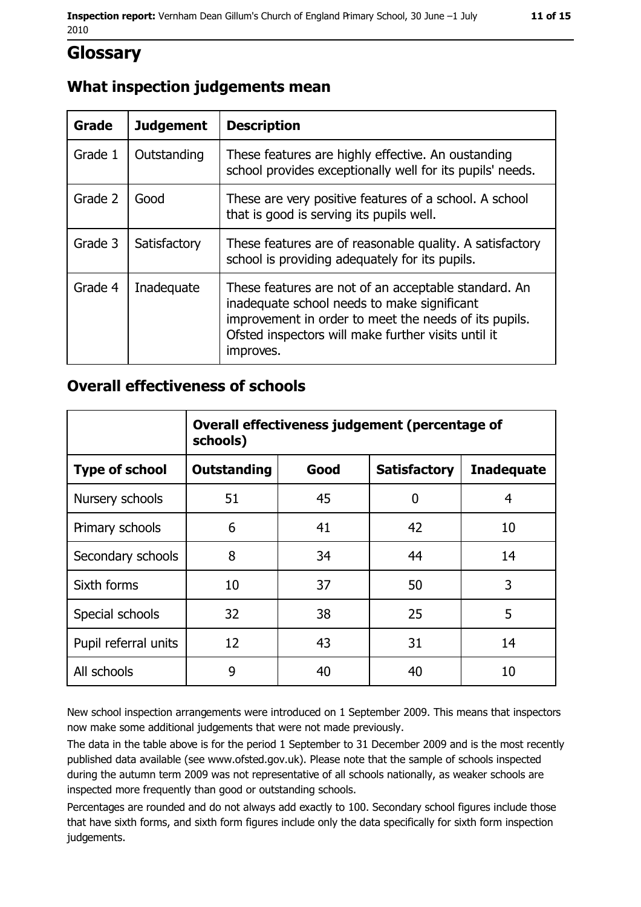# Glossary

## What inspection judgements mean

| Grade | Judgement | Description |
| --- | --- | --- |
| Grade 1 | Outstanding | These features are highly effective. An oustanding school provides exceptionally well for its pupils' needs. |
| Grade 2 | Good | These are very positive features of a school. A school that is good is serving its pupils well. |
| Grade 3 | Satisfactory | These features are of reasonable quality. A satisfactory school is providing adequately for its pupils. |
| Grade 4 | Inadequate | These features are not of an acceptable standard. An inadequate school needs to make significant improvement in order to meet the needs of its pupils. Ofsted inspectors will make further visits until it improves. |

## Overall effectiveness of schools

| | Overall effectiveness judgement (percentage of schools) | | | |
| --- | --- | --- | --- | --- |
| **Type of school** | **Outstanding** | **Good** | **Satisfactory** | **Inadequate** |
| Nursery schools | 51 | 45 | 0 | 4 |
| Primary schools | 6 | 41 | 42 | 10 |
| Secondary schools | 8 | 34 | 44 | 14 |
| Sixth forms | 10 | 37 | 50 | 3 |
| Special schools | 32 | 38 | 25 | 5 |
| Pupil referral units | 12 | 43 | 31 | 14 |
| All schools | 9 | 40 | 40 | 10 |

New school inspection arrangements were introduced on 1 September 2009. This means that inspectors now make some additional judgements that were not made previously.

The data in the table above is for the period 1 September to 31 December 2009 and is the most recently published data available (see www.ofsted.gov.uk). Please note that the sample of schools inspected during the autumn term 2009 was not representative of all schools nationally, as weaker schools are inspected more frequently than good or outstanding schools.

Percentages are rounded and do not always add exactly to 100. Secondary school figures include those that have sixth forms, and sixth form figures include only the data specifically for sixth form inspection judgements.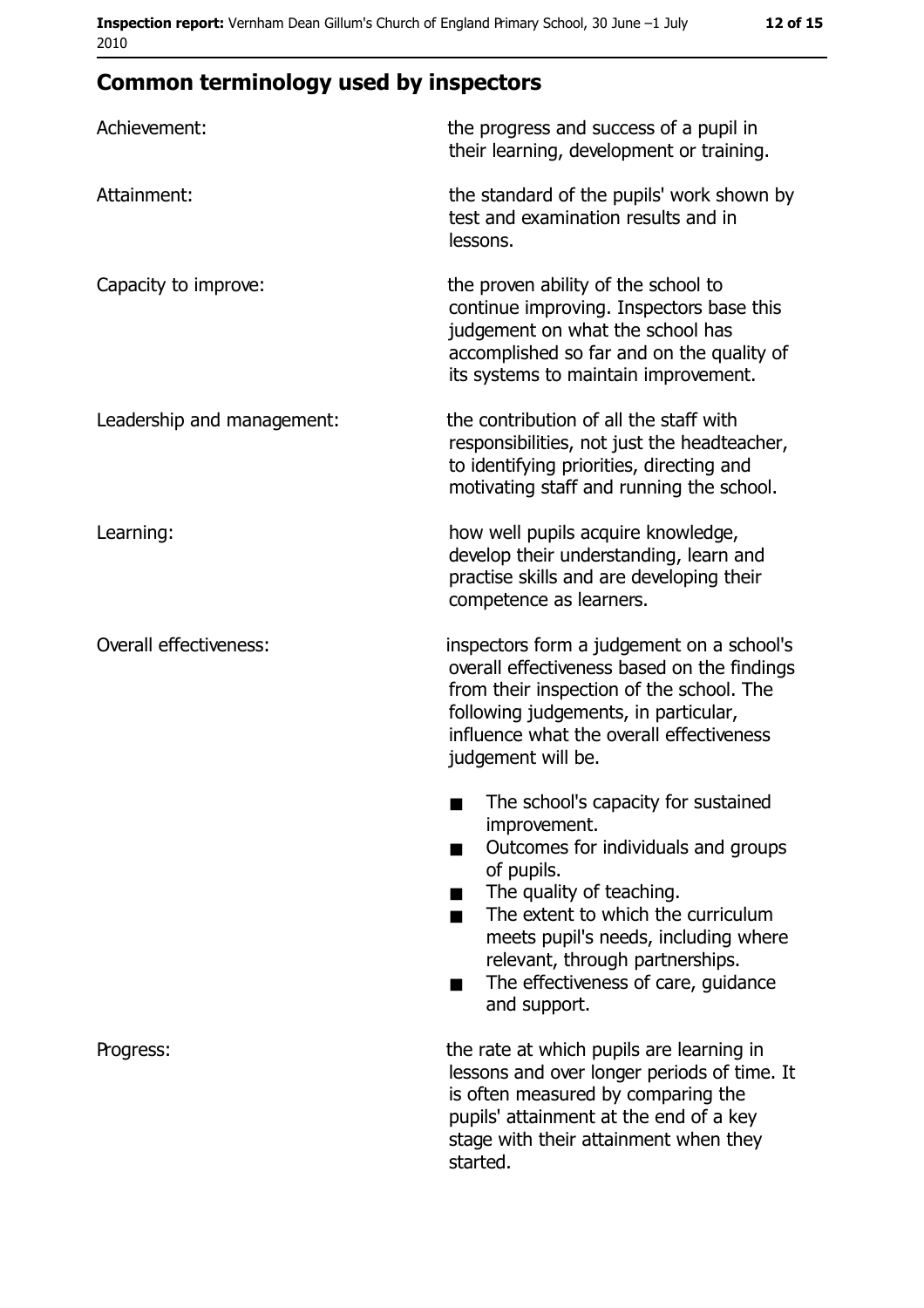## Common terminology used by inspectors

| | |
|---|---|
| Achievement: | the progress and success of a pupil in their learning, development or training. |
| Attainment: | the standard of the pupils' work shown by test and examination results and in lessons. |
| Capacity to improve: | the proven ability of the school to continue improving. Inspectors base this judgement on what the school has accomplished so far and on the quality of its systems to maintain improvement. |
| Leadership and management: | the contribution of all the staff with responsibilities, not just the headteacher, to identifying priorities, directing and motivating staff and running the school. |
| Learning: | how well pupils acquire knowledge, develop their understanding, learn and practise skills and are developing their competence as learners. |
| Overall effectiveness: | inspectors form a judgement on a school's overall effectiveness based on the findings from their inspection of the school. The following judgements, in particular, influence what the overall effectiveness judgement will be.<br>■ The school's capacity for sustained improvement.<br>■ Outcomes for individuals and groups of pupils.<br>■ The quality of teaching.<br>■ The extent to which the curriculum meets pupil's needs, including where relevant, through partnerships.<br>■ The effectiveness of care, guidance and support. |
| Progress: | the rate at which pupils are learning in lessons and over longer periods of time. It is often measured by comparing the pupils' attainment at the end of a key stage with their attainment when they started. |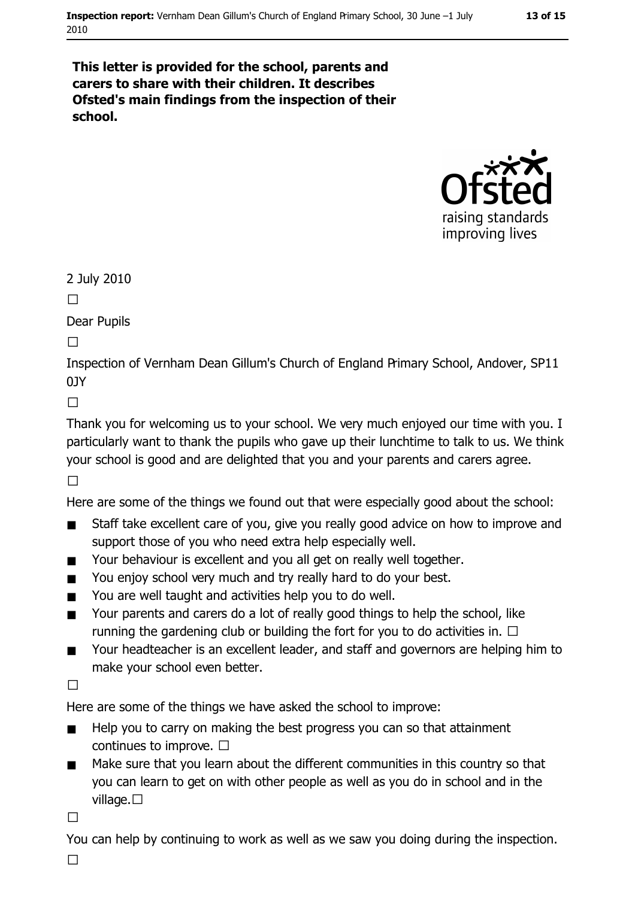**This letter is provided for the school, parents and carers to share with their children. It describes Ofsted's main findings from the inspection of their school.**

2 July 2010

Dear Pupils

Inspection of Vernham Dean Gillum's Church of England Primary School, Andover, SP11 0JY

Thank you for welcoming us to your school. We very much enjoyed our time with you. I particularly want to thank the pupils who gave up their lunchtime to talk to us. We think your school is good and are delighted that you and your parents and carers agree.

Here are some of the things we found out that were especially good about the school:

- Staff take excellent care of you, give you really good advice on how to improve and support those of you who need extra help especially well.
- Your behaviour is excellent and you all get on really well together.
- You enjoy school very much and try really hard to do your best.
- You are well taught and activities help you to do well.
- Your parents and carers do a lot of really good things to help the school, like running the gardening club or building the fort for you to do activities in.
- Your headteacher is an excellent leader, and staff and governors are helping him to make your school even better.

Here are some of the things we have asked the school to improve:

- Help you to carry on making the best progress you can so that attainment continues to improve.
- Make sure that you learn about the different communities in this country so that you can learn to get on with other people as well as you do in school and in the village.

You can help by continuing to work as well as we saw you doing during the inspection.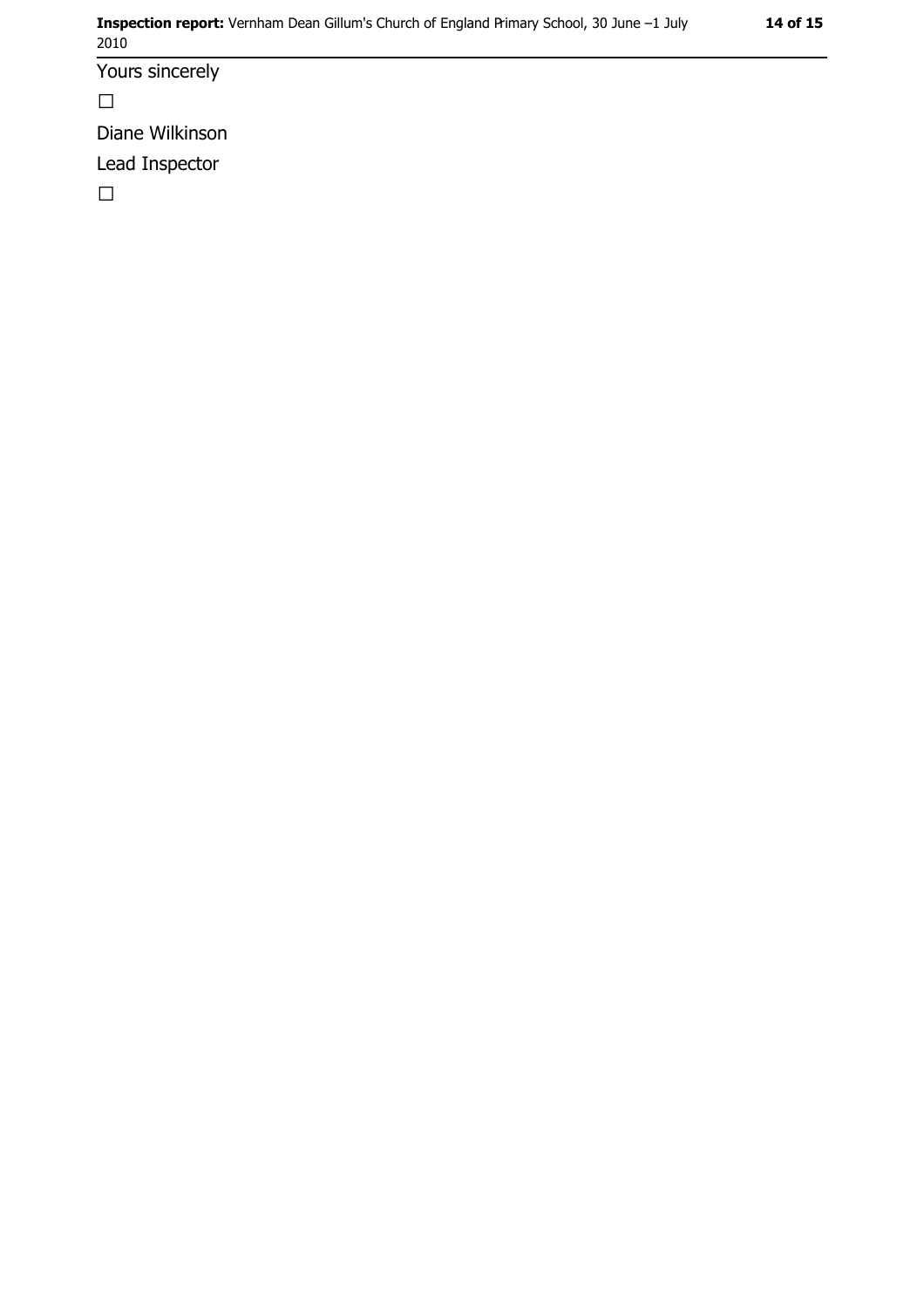Yours sincerely

☐

Diane Wilkinson

Lead Inspector

☐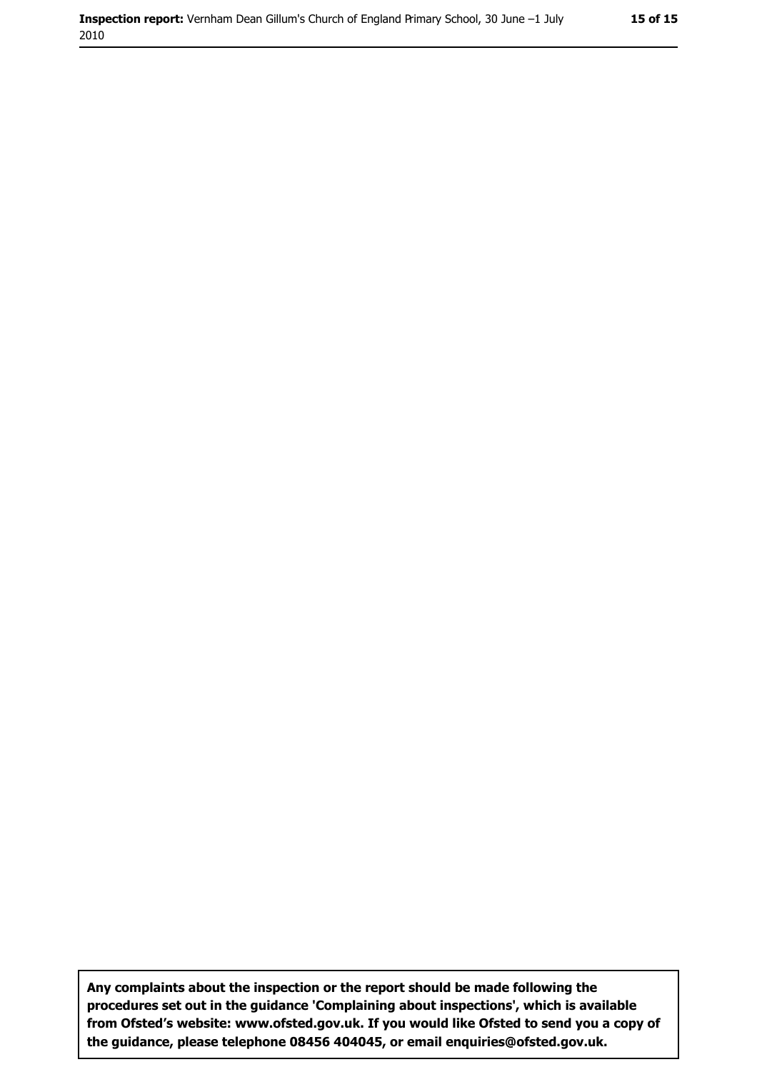**Any complaints about the inspection or the report should be made following the procedures set out in the guidance 'Complaining about inspections', which is available from Ofsted's website: www.ofsted.gov.uk. If you would like Ofsted to send you a copy of the guidance, please telephone 08456 404045, or email enquiries@ofsted.gov.uk.**